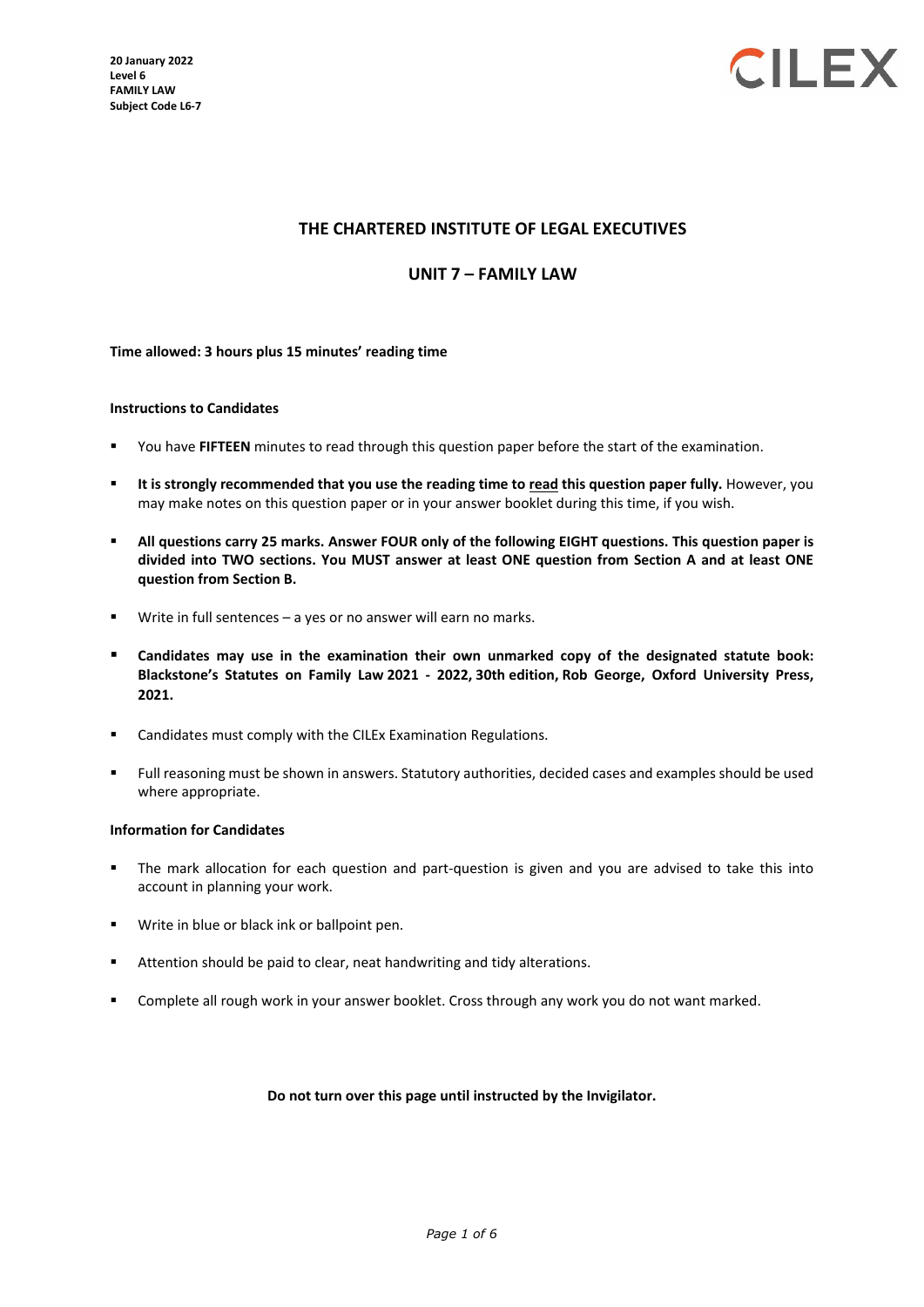**20 January 2022**
**Level 6**
**FAMILY LAW**
**Subject Code L6-7**

CILEX

# THE CHARTERED INSTITUTE OF LEGAL EXECUTIVES

## UNIT 7 – FAMILY LAW

**Time allowed: 3 hours plus 15 minutes' reading time**

**Instructions to Candidates**

- You have **FIFTEEN** minutes to read through this question paper before the start of the examination.
- **It is strongly recommended that you use the reading time to read this question paper fully.** However, you may make notes on this question paper or in your answer booklet during this time, if you wish.
- **All questions carry 25 marks. Answer FOUR only of the following EIGHT questions. This question paper is divided into TWO sections. You MUST answer at least ONE question from Section A and at least ONE question from Section B.**
- Write in full sentences – a yes or no answer will earn no marks.
- **Candidates may use in the examination their own unmarked copy of the designated statute book: Blackstone's Statutes on Family Law 2021 - 2022, 30th edition, Rob George, Oxford University Press, 2021.**
- Candidates must comply with the CILEx Examination Regulations.
- Full reasoning must be shown in answers. Statutory authorities, decided cases and examples should be used where appropriate.

**Information for Candidates**

- The mark allocation for each question and part-question is given and you are advised to take this into account in planning your work.
- Write in blue or black ink or ballpoint pen.
- Attention should be paid to clear, neat handwriting and tidy alterations.
- Complete all rough work in your answer booklet. Cross through any work you do not want marked.

**Do not turn over this page until instructed by the Invigilator.**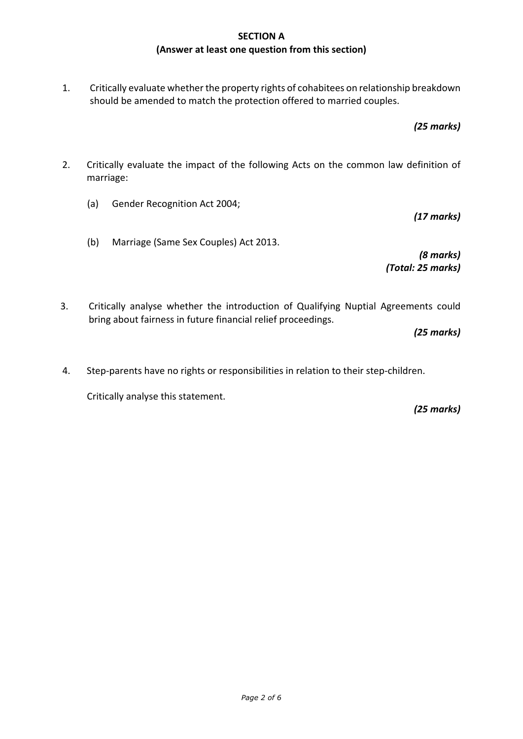**SECTION A**
**(Answer at least one question from this section)**

1. Critically evaluate whether the property rights of cohabitees on relationship breakdown should be amended to match the protection offered to married couples.

   ***(25 marks)***

2. Critically evaluate the impact of the following Acts on the common law definition of marriage:

   (a) Gender Recognition Act 2004;

   ***(17 marks)***

   (b) Marriage (Same Sex Couples) Act 2013.

   ***(8 marks)***
   ***(Total: 25 marks)***

3. Critically analyse whether the introduction of Qualifying Nuptial Agreements could bring about fairness in future financial relief proceedings.

   ***(25 marks)***

4. Step-parents have no rights or responsibilities in relation to their step-children.

   Critically analyse this statement.

   ***(25 marks)***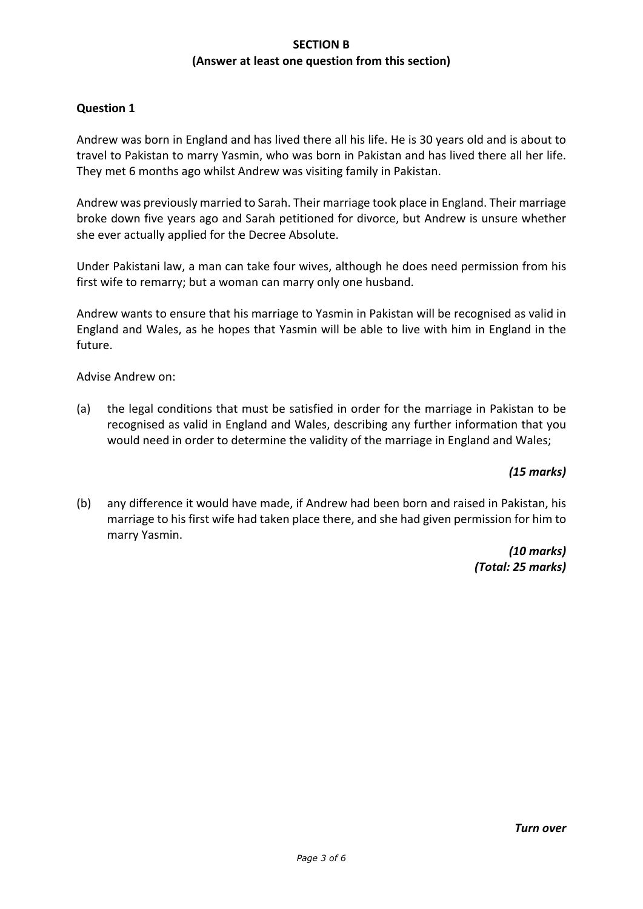## SECTION B

**(Answer at least one question from this section)**

### Question 1

Andrew was born in England and has lived there all his life. He is 30 years old and is about to travel to Pakistan to marry Yasmin, who was born in Pakistan and has lived there all her life. They met 6 months ago whilst Andrew was visiting family in Pakistan.

Andrew was previously married to Sarah. Their marriage took place in England. Their marriage broke down five years ago and Sarah petitioned for divorce, but Andrew is unsure whether she ever actually applied for the Decree Absolute.

Under Pakistani law, a man can take four wives, although he does need permission from his first wife to remarry; but a woman can marry only one husband.

Andrew wants to ensure that his marriage to Yasmin in Pakistan will be recognised as valid in England and Wales, as he hopes that Yasmin will be able to live with him in England in the future.

Advise Andrew on:

(a) the legal conditions that must be satisfied in order for the marriage in Pakistan to be recognised as valid in England and Wales, describing any further information that you would need in order to determine the validity of the marriage in England and Wales;

*(15 marks)*

(b) any difference it would have made, if Andrew had been born and raised in Pakistan, his marriage to his first wife had taken place there, and she had given permission for him to marry Yasmin.

*(10 marks)*
*(Total: 25 marks)*

***Turn over***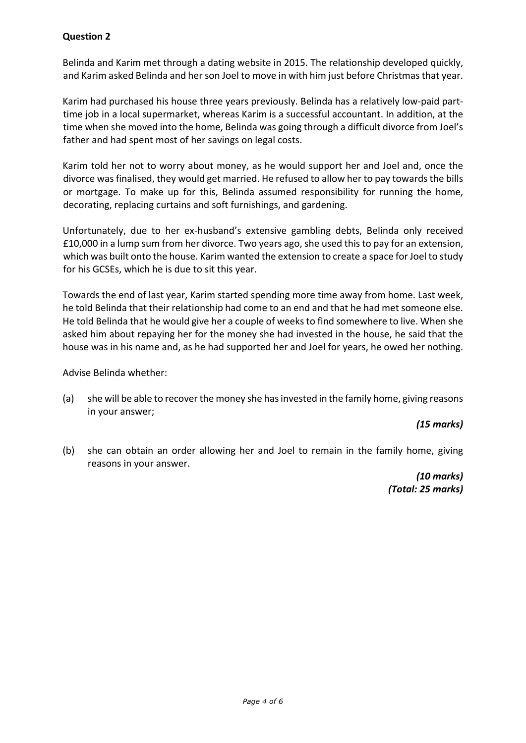**Question 2**

Belinda and Karim met through a dating website in 2015. The relationship developed quickly, and Karim asked Belinda and her son Joel to move in with him just before Christmas that year.

Karim had purchased his house three years previously. Belinda has a relatively low-paid part-time job in a local supermarket, whereas Karim is a successful accountant. In addition, at the time when she moved into the home, Belinda was going through a difficult divorce from Joel's father and had spent most of her savings on legal costs.

Karim told her not to worry about money, as he would support her and Joel and, once the divorce was finalised, they would get married. He refused to allow her to pay towards the bills or mortgage. To make up for this, Belinda assumed responsibility for running the home, decorating, replacing curtains and soft furnishings, and gardening.

Unfortunately, due to her ex-husband's extensive gambling debts, Belinda only received £10,000 in a lump sum from her divorce. Two years ago, she used this to pay for an extension, which was built onto the house. Karim wanted the extension to create a space for Joel to study for his GCSEs, which he is due to sit this year.

Towards the end of last year, Karim started spending more time away from home. Last week, he told Belinda that their relationship had come to an end and that he had met someone else. He told Belinda that he would give her a couple of weeks to find somewhere to live. When she asked him about repaying her for the money she had invested in the house, he said that the house was in his name and, as he had supported her and Joel for years, he owed her nothing.

Advise Belinda whether:

(a) she will be able to recover the money she has invested in the family home, giving reasons in your answer;

*(15 marks)*

(b) she can obtain an order allowing her and Joel to remain in the family home, giving reasons in your answer.

*(10 marks)*
*(Total: 25 marks)*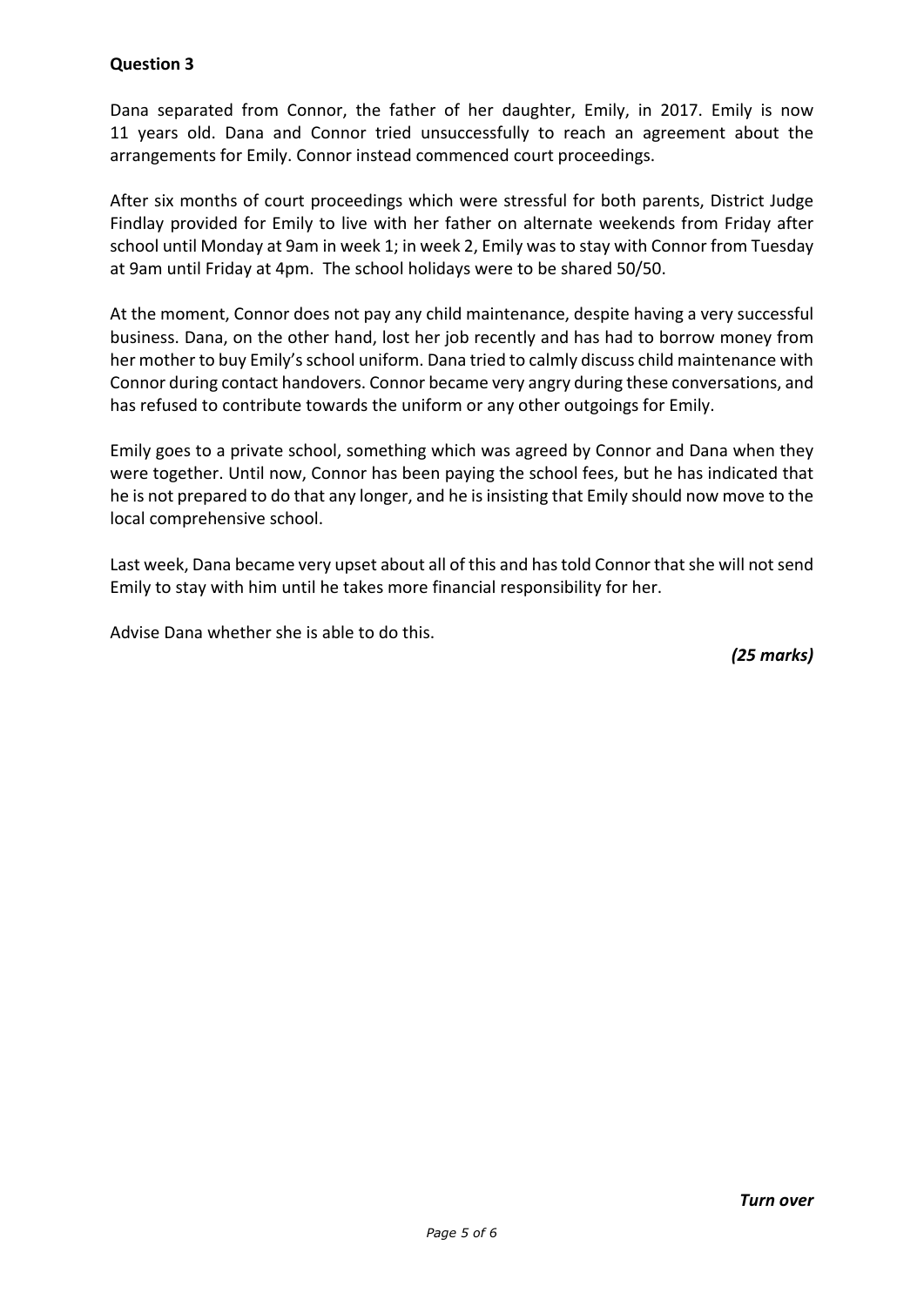**Question 3**

Dana separated from Connor, the father of her daughter, Emily, in 2017. Emily is now 11 years old. Dana and Connor tried unsuccessfully to reach an agreement about the arrangements for Emily. Connor instead commenced court proceedings.

After six months of court proceedings which were stressful for both parents, District Judge Findlay provided for Emily to live with her father on alternate weekends from Friday after school until Monday at 9am in week 1; in week 2, Emily was to stay with Connor from Tuesday at 9am until Friday at 4pm. The school holidays were to be shared 50/50.

At the moment, Connor does not pay any child maintenance, despite having a very successful business. Dana, on the other hand, lost her job recently and has had to borrow money from her mother to buy Emily's school uniform. Dana tried to calmly discuss child maintenance with Connor during contact handovers. Connor became very angry during these conversations, and has refused to contribute towards the uniform or any other outgoings for Emily.

Emily goes to a private school, something which was agreed by Connor and Dana when they were together. Until now, Connor has been paying the school fees, but he has indicated that he is not prepared to do that any longer, and he is insisting that Emily should now move to the local comprehensive school.

Last week, Dana became very upset about all of this and has told Connor that she will not send Emily to stay with him until he takes more financial responsibility for her.

Advise Dana whether she is able to do this.

***(25 marks)***

***Turn over***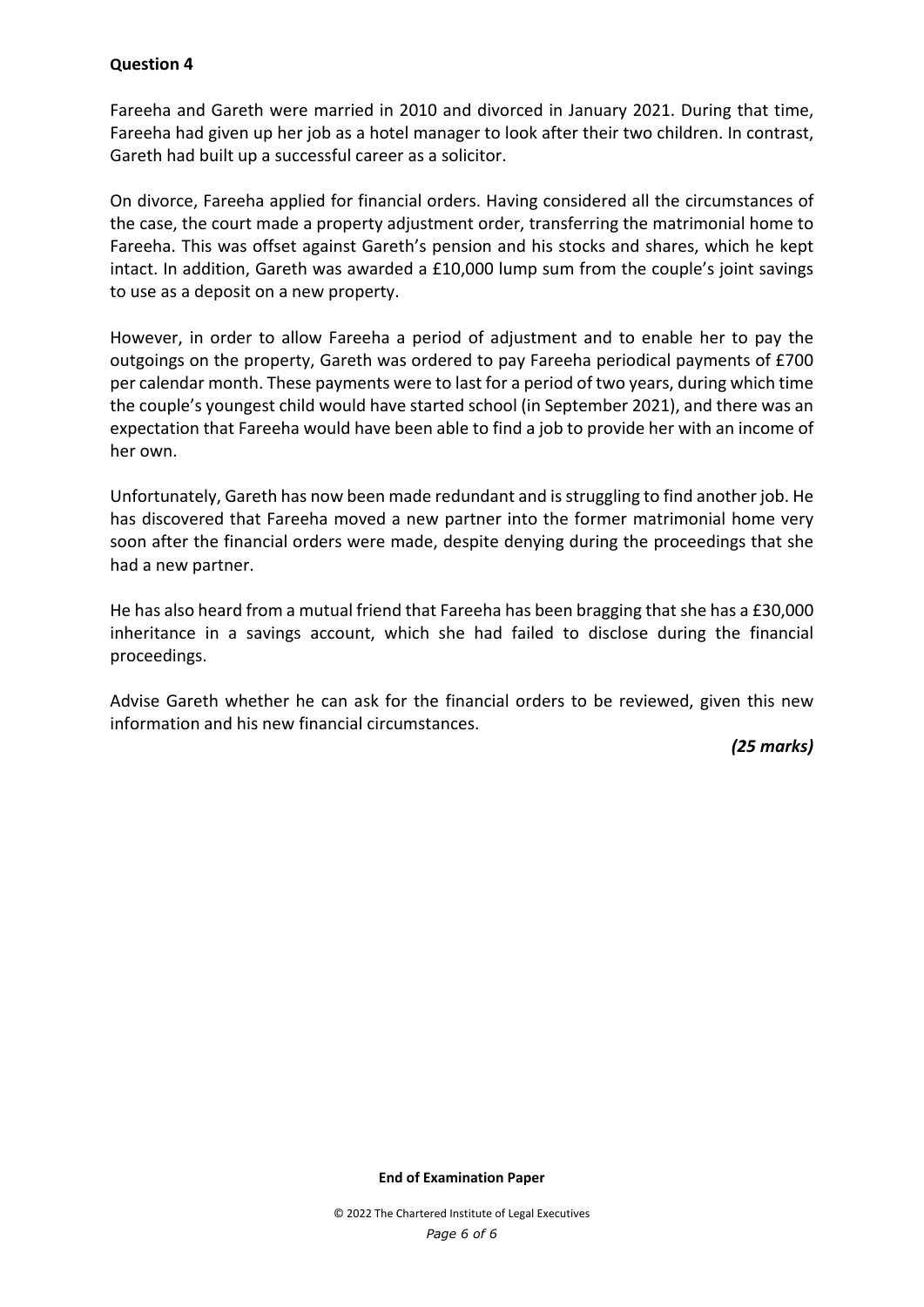**Question 4**

Fareeha and Gareth were married in 2010 and divorced in January 2021. During that time, Fareeha had given up her job as a hotel manager to look after their two children. In contrast, Gareth had built up a successful career as a solicitor.

On divorce, Fareeha applied for financial orders. Having considered all the circumstances of the case, the court made a property adjustment order, transferring the matrimonial home to Fareeha. This was offset against Gareth's pension and his stocks and shares, which he kept intact. In addition, Gareth was awarded a £10,000 lump sum from the couple's joint savings to use as a deposit on a new property.

However, in order to allow Fareeha a period of adjustment and to enable her to pay the outgoings on the property, Gareth was ordered to pay Fareeha periodical payments of £700 per calendar month. These payments were to last for a period of two years, during which time the couple's youngest child would have started school (in September 2021), and there was an expectation that Fareeha would have been able to find a job to provide her with an income of her own.

Unfortunately, Gareth has now been made redundant and is struggling to find another job. He has discovered that Fareeha moved a new partner into the former matrimonial home very soon after the financial orders were made, despite denying during the proceedings that she had a new partner.

He has also heard from a mutual friend that Fareeha has been bragging that she has a £30,000 inheritance in a savings account, which she had failed to disclose during the financial proceedings.

Advise Gareth whether he can ask for the financial orders to be reviewed, given this new information and his new financial circumstances.

***(25 marks)***

**End of Examination Paper**

© 2022 The Chartered Institute of Legal Executives